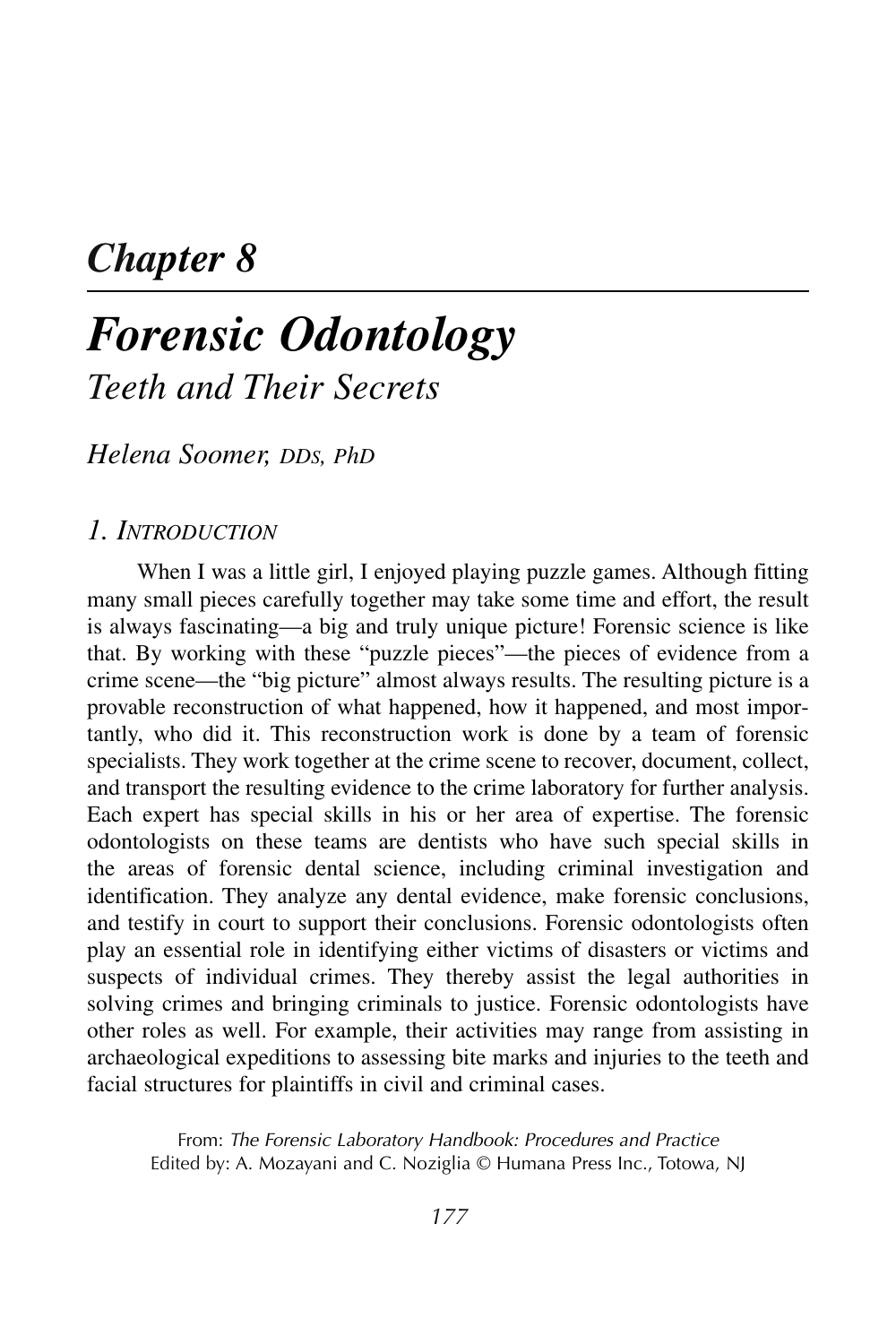# *Chapter 8*

# *Forensic Odontology*

## *Teeth and Their Secrets*

*Helena Soomer, DDS, PhD*

### *1. Introduction*

When I was a little girl, I enjoyed playing puzzle games. Although fitting many small pieces carefully together may take some time and effort, the result is always fascinating—a big and truly unique picture! Forensic science is like that. By working with these "puzzle pieces"—the pieces of evidence from a crime scene—the "big picture" almost always results. The resulting picture is a provable reconstruction of what happened, how it happened, and most importantly, who did it. This reconstruction work is done by a team of forensic specialists. They work together at the crime scene to recover, document, collect, and transport the resulting evidence to the crime laboratory for further analysis. Each expert has special skills in his or her area of expertise. The forensic odontologists on these teams are dentists who have such special skills in the areas of forensic dental science, including criminal investigation and identification. They analyze any dental evidence, make forensic conclusions, and testify in court to support their conclusions. Forensic odontologists often play an essential role in identifying either victims of disasters or victims and suspects of individual crimes. They thereby assist the legal authorities in solving crimes and bringing criminals to justice. Forensic odontologists have other roles as well. For example, their activities may range from assisting in archaeological expeditions to assessing bite marks and injuries to the teeth and facial structures for plaintiffs in civil and criminal cases.

From: *The Forensic Laboratory Handbook: Procedures and Practice*
Edited by: A. Mozayani and C. Noziglia © Humana Press Inc., Totowa, NJ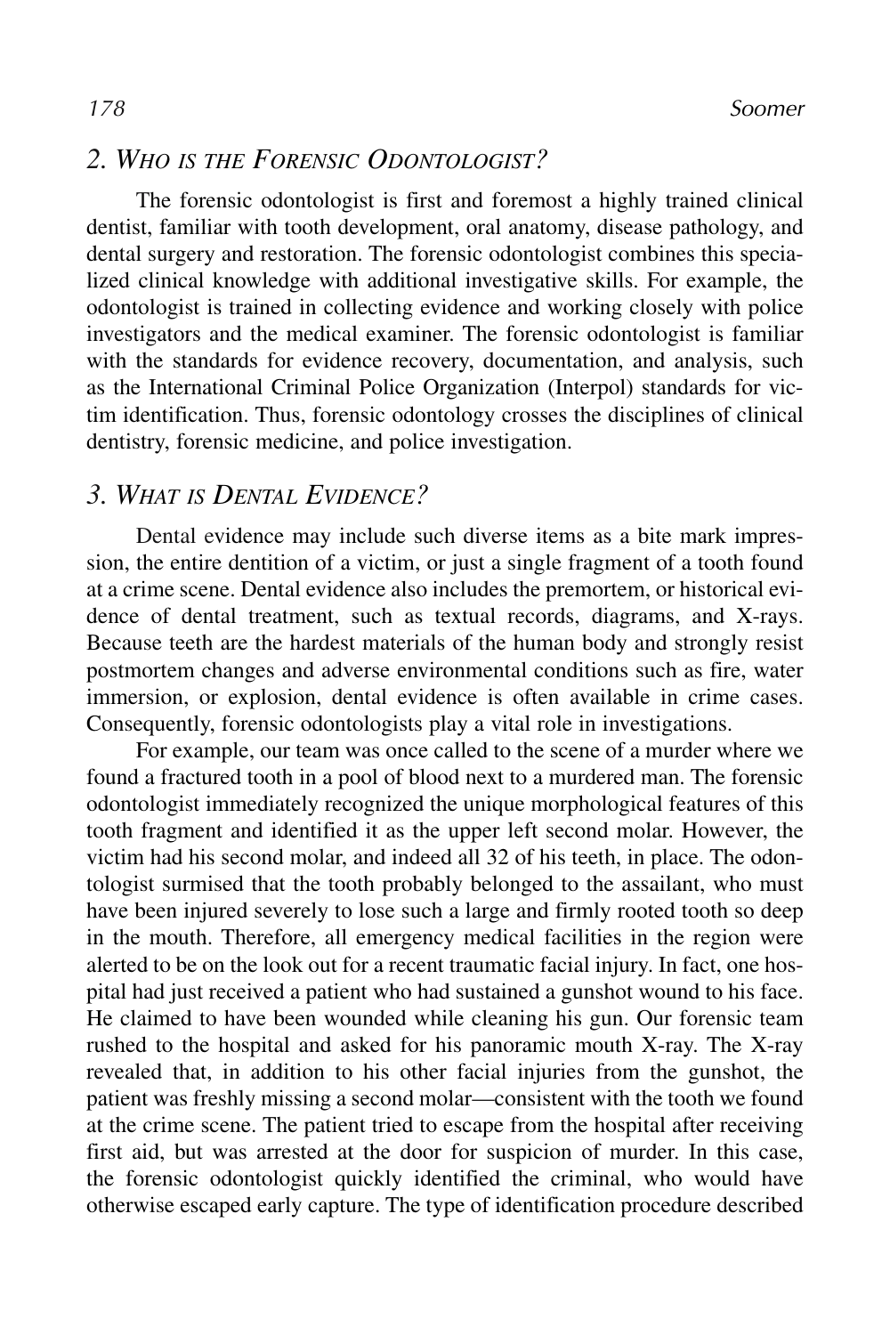## 2. Who is the Forensic Odontologist?

The forensic odontologist is first and foremost a highly trained clinical dentist, familiar with tooth development, oral anatomy, disease pathology, and dental surgery and restoration. The forensic odontologist combines this specialized clinical knowledge with additional investigative skills. For example, the odontologist is trained in collecting evidence and working closely with police investigators and the medical examiner. The forensic odontologist is familiar with the standards for evidence recovery, documentation, and analysis, such as the International Criminal Police Organization (Interpol) standards for victim identification. Thus, forensic odontology crosses the disciplines of clinical dentistry, forensic medicine, and police investigation.

## 3. What is Dental Evidence?

Dental evidence may include such diverse items as a bite mark impression, the entire dentition of a victim, or just a single fragment of a tooth found at a crime scene. Dental evidence also includes the premortem, or historical evidence of dental treatment, such as textual records, diagrams, and X-rays. Because teeth are the hardest materials of the human body and strongly resist postmortem changes and adverse environmental conditions such as fire, water immersion, or explosion, dental evidence is often available in crime cases. Consequently, forensic odontologists play a vital role in investigations.

For example, our team was once called to the scene of a murder where we found a fractured tooth in a pool of blood next to a murdered man. The forensic odontologist immediately recognized the unique morphological features of this tooth fragment and identified it as the upper left second molar. However, the victim had his second molar, and indeed all 32 of his teeth, in place. The odontologist surmised that the tooth probably belonged to the assailant, who must have been injured severely to lose such a large and firmly rooted tooth so deep in the mouth. Therefore, all emergency medical facilities in the region were alerted to be on the look out for a recent traumatic facial injury. In fact, one hospital had just received a patient who had sustained a gunshot wound to his face. He claimed to have been wounded while cleaning his gun. Our forensic team rushed to the hospital and asked for his panoramic mouth X-ray. The X-ray revealed that, in addition to his other facial injuries from the gunshot, the patient was freshly missing a second molar—consistent with the tooth we found at the crime scene. The patient tried to escape from the hospital after receiving first aid, but was arrested at the door for suspicion of murder. In this case, the forensic odontologist quickly identified the criminal, who would have otherwise escaped early capture. The type of identification procedure described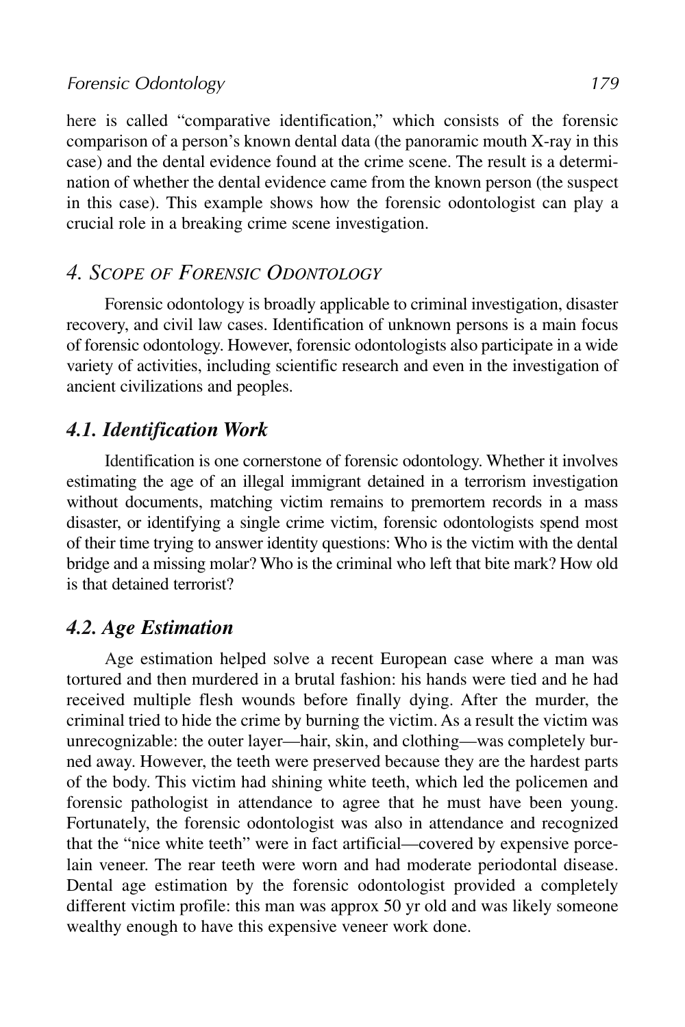here is called "comparative identification," which consists of the forensic comparison of a person's known dental data (the panoramic mouth X-ray in this case) and the dental evidence found at the crime scene. The result is a determination of whether the dental evidence came from the known person (the suspect in this case). This example shows how the forensic odontologist can play a crucial role in a breaking crime scene investigation.

## 4. Scope of Forensic Odontology

Forensic odontology is broadly applicable to criminal investigation, disaster recovery, and civil law cases. Identification of unknown persons is a main focus of forensic odontology. However, forensic odontologists also participate in a wide variety of activities, including scientific research and even in the investigation of ancient civilizations and peoples.

### 4.1. Identification Work

Identification is one cornerstone of forensic odontology. Whether it involves estimating the age of an illegal immigrant detained in a terrorism investigation without documents, matching victim remains to premortem records in a mass disaster, or identifying a single crime victim, forensic odontologists spend most of their time trying to answer identity questions: Who is the victim with the dental bridge and a missing molar? Who is the criminal who left that bite mark? How old is that detained terrorist?

### 4.2. Age Estimation

Age estimation helped solve a recent European case where a man was tortured and then murdered in a brutal fashion: his hands were tied and he had received multiple flesh wounds before finally dying. After the murder, the criminal tried to hide the crime by burning the victim. As a result the victim was unrecognizable: the outer layer—hair, skin, and clothing—was completely burned away. However, the teeth were preserved because they are the hardest parts of the body. This victim had shining white teeth, which led the policemen and forensic pathologist in attendance to agree that he must have been young. Fortunately, the forensic odontologist was also in attendance and recognized that the "nice white teeth" were in fact artificial—covered by expensive porcelain veneer. The rear teeth were worn and had moderate periodontal disease. Dental age estimation by the forensic odontologist provided a completely different victim profile: this man was approx 50 yr old and was likely someone wealthy enough to have this expensive veneer work done.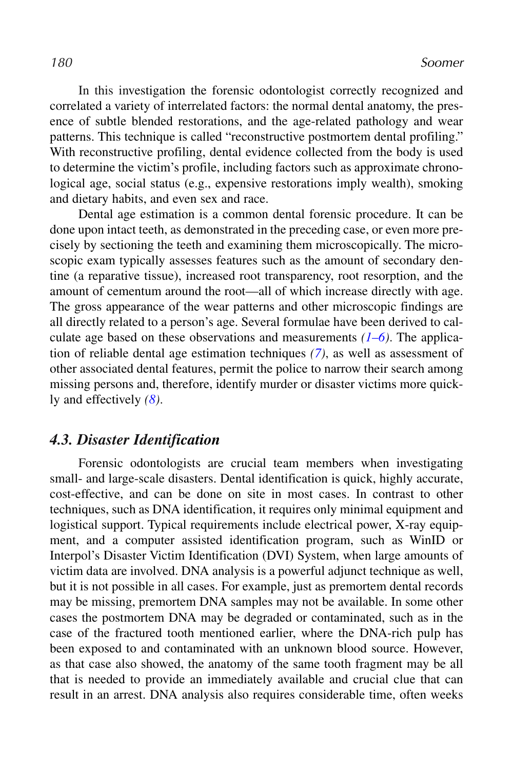In this investigation the forensic odontologist correctly recognized and correlated a variety of interrelated factors: the normal dental anatomy, the presence of subtle blended restorations, and the age-related pathology and wear patterns. This technique is called “reconstructive postmortem dental profiling.” With reconstructive profiling, dental evidence collected from the body is used to determine the victim’s profile, including factors such as approximate chronological age, social status (e.g., expensive restorations imply wealth), smoking and dietary habits, and even sex and race.

Dental age estimation is a common dental forensic procedure. It can be done upon intact teeth, as demonstrated in the preceding case, or even more precisely by sectioning the teeth and examining them microscopically. The microscopic exam typically assesses features such as the amount of secondary dentine (a reparative tissue), increased root transparency, root resorption, and the amount of cementum around the root—all of which increase directly with age. The gross appearance of the wear patterns and other microscopic findings are all directly related to a person’s age. Several formulae have been derived to calculate age based on these observations and measurements *(1–6)*. The application of reliable dental age estimation techniques *(7)*, as well as assessment of other associated dental features, permit the police to narrow their search among missing persons and, therefore, identify murder or disaster victims more quickly and effectively *(8)*.

### 4.3. Disaster Identification

Forensic odontologists are crucial team members when investigating small- and large-scale disasters. Dental identification is quick, highly accurate, cost-effective, and can be done on site in most cases. In contrast to other techniques, such as DNA identification, it requires only minimal equipment and logistical support. Typical requirements include electrical power, X-ray equipment, and a computer assisted identification program, such as WinID or Interpol’s Disaster Victim Identification (DVI) System, when large amounts of victim data are involved. DNA analysis is a powerful adjunct technique as well, but it is not possible in all cases. For example, just as premortem dental records may be missing, premortem DNA samples may not be available. In some other cases the postmortem DNA may be degraded or contaminated, such as in the case of the fractured tooth mentioned earlier, where the DNA-rich pulp has been exposed to and contaminated with an unknown blood source. However, as that case also showed, the anatomy of the same tooth fragment may be all that is needed to provide an immediately available and crucial clue that can result in an arrest. DNA analysis also requires considerable time, often weeks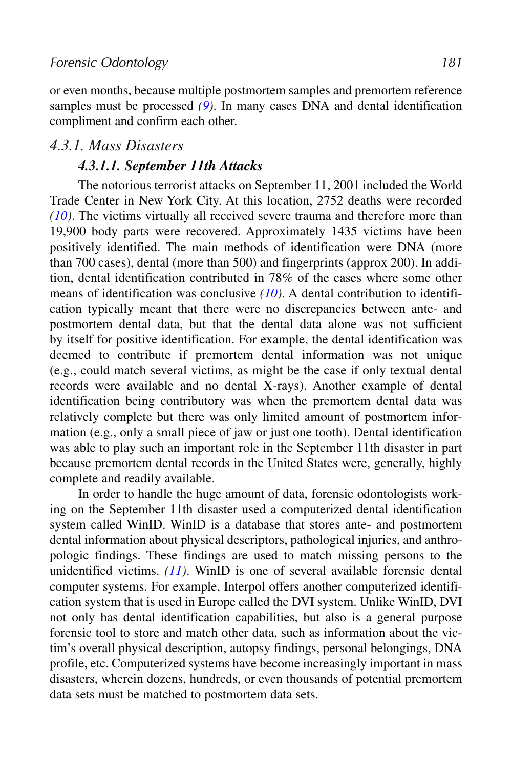or even months, because multiple postmortem samples and premortem reference samples must be processed *(9)*. In many cases DNA and dental identification compliment and confirm each other.

## 4.3.1. Mass Disasters

### 4.3.1.1. September 11th Attacks

The notorious terrorist attacks on September 11, 2001 included the World Trade Center in New York City. At this location, 2752 deaths were recorded *(10)*. The victims virtually all received severe trauma and therefore more than 19,900 body parts were recovered. Approximately 1435 victims have been positively identified. The main methods of identification were DNA (more than 700 cases), dental (more than 500) and fingerprints (approx 200). In addition, dental identification contributed in 78% of the cases where some other means of identification was conclusive *(10)*. A dental contribution to identification typically meant that there were no discrepancies between ante- and postmortem dental data, but that the dental data alone was not sufficient by itself for positive identification. For example, the dental identification was deemed to contribute if premortem dental information was not unique (e.g., could match several victims, as might be the case if only textual dental records were available and no dental X-rays). Another example of dental identification being contributory was when the premortem dental data was relatively complete but there was only limited amount of postmortem information (e.g., only a small piece of jaw or just one tooth). Dental identification was able to play such an important role in the September 11th disaster in part because premortem dental records in the United States were, generally, highly complete and readily available.

In order to handle the huge amount of data, forensic odontologists working on the September 11th disaster used a computerized dental identification system called WinID. WinID is a database that stores ante- and postmortem dental information about physical descriptors, pathological injuries, and anthropologic findings. These findings are used to match missing persons to the unidentified victims. *(11)*. WinID is one of several available forensic dental computer systems. For example, Interpol offers another computerized identification system that is used in Europe called the DVI system. Unlike WinID, DVI not only has dental identification capabilities, but also is a general purpose forensic tool to store and match other data, such as information about the victim's overall physical description, autopsy findings, personal belongings, DNA profile, etc. Computerized systems have become increasingly important in mass disasters, wherein dozens, hundreds, or even thousands of potential premortem data sets must be matched to postmortem data sets.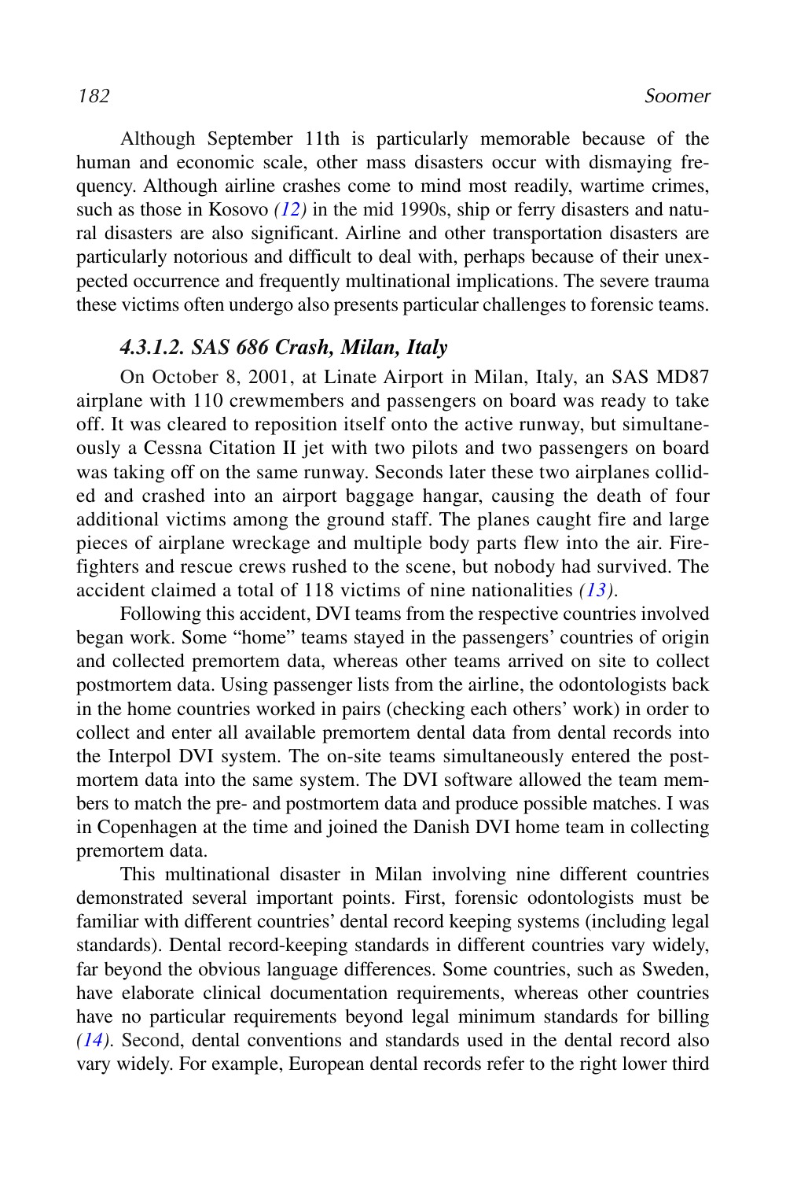Although September 11th is particularly memorable because of the human and economic scale, other mass disasters occur with dismaying frequency. Although airline crashes come to mind most readily, wartime crimes, such as those in Kosovo *(12)* in the mid 1990s, ship or ferry disasters and natural disasters are also significant. Airline and other transportation disasters are particularly notorious and difficult to deal with, perhaps because of their unexpected occurrence and frequently multinational implications. The severe trauma these victims often undergo also presents particular challenges to forensic teams.

### *4.3.1.2. SAS 686 Crash, Milan, Italy*

On October 8, 2001, at Linate Airport in Milan, Italy, an SAS MD87 airplane with 110 crewmembers and passengers on board was ready to take off. It was cleared to reposition itself onto the active runway, but simultaneously a Cessna Citation II jet with two pilots and two passengers on board was taking off on the same runway. Seconds later these two airplanes collided and crashed into an airport baggage hangar, causing the death of four additional victims among the ground staff. The planes caught fire and large pieces of airplane wreckage and multiple body parts flew into the air. Firefighters and rescue crews rushed to the scene, but nobody had survived. The accident claimed a total of 118 victims of nine nationalities *(13)*.

Following this accident, DVI teams from the respective countries involved began work. Some "home" teams stayed in the passengers' countries of origin and collected premortem data, whereas other teams arrived on site to collect postmortem data. Using passenger lists from the airline, the odontologists back in the home countries worked in pairs (checking each others' work) in order to collect and enter all available premortem dental data from dental records into the Interpol DVI system. The on-site teams simultaneously entered the postmortem data into the same system. The DVI software allowed the team members to match the pre- and postmortem data and produce possible matches. I was in Copenhagen at the time and joined the Danish DVI home team in collecting premortem data.

This multinational disaster in Milan involving nine different countries demonstrated several important points. First, forensic odontologists must be familiar with different countries' dental record keeping systems (including legal standards). Dental record-keeping standards in different countries vary widely, far beyond the obvious language differences. Some countries, such as Sweden, have elaborate clinical documentation requirements, whereas other countries have no particular requirements beyond legal minimum standards for billing *(14)*. Second, dental conventions and standards used in the dental record also vary widely. For example, European dental records refer to the right lower third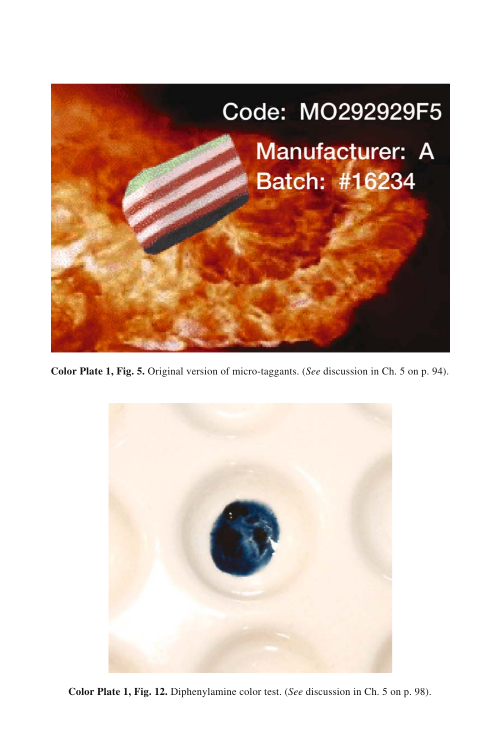**Color Plate 1, Fig. 5.** Original version of micro-taggants. (*See* discussion in Ch. 5 on p. 94).

**Color Plate 1, Fig. 12.** Diphenylamine color test. (*See* discussion in Ch. 5 on p. 98).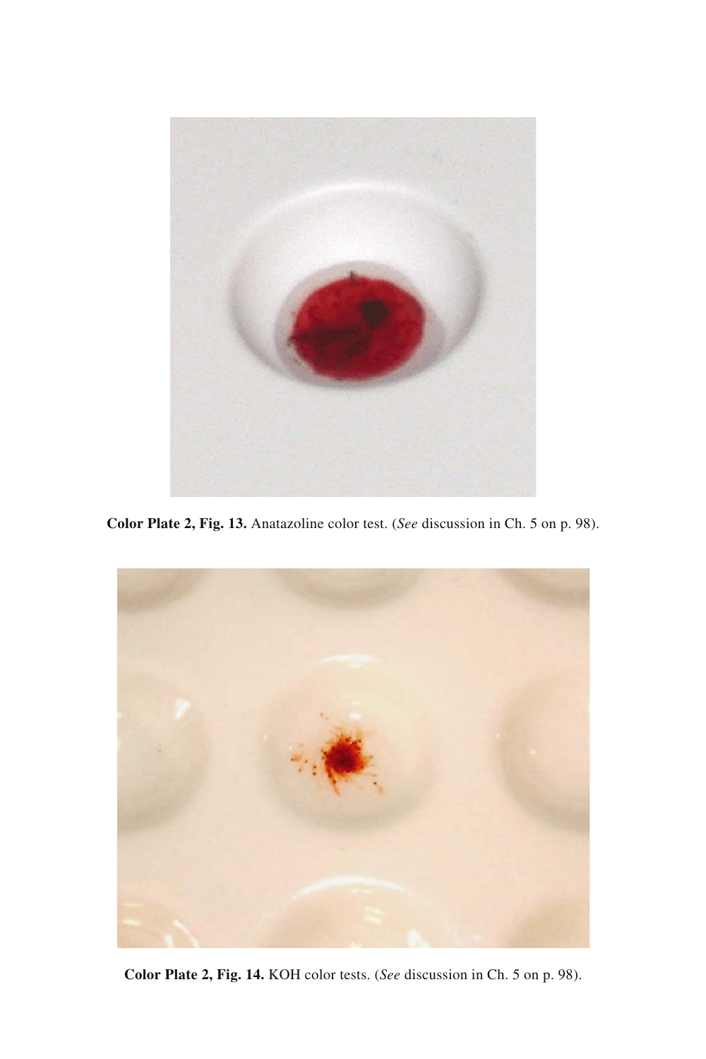**Color Plate 2, Fig. 13.** Anatazoline color test. (*See* discussion in Ch. 5 on p. 98).

**Color Plate 2, Fig. 14.** KOH color tests. (*See* discussion in Ch. 5 on p. 98).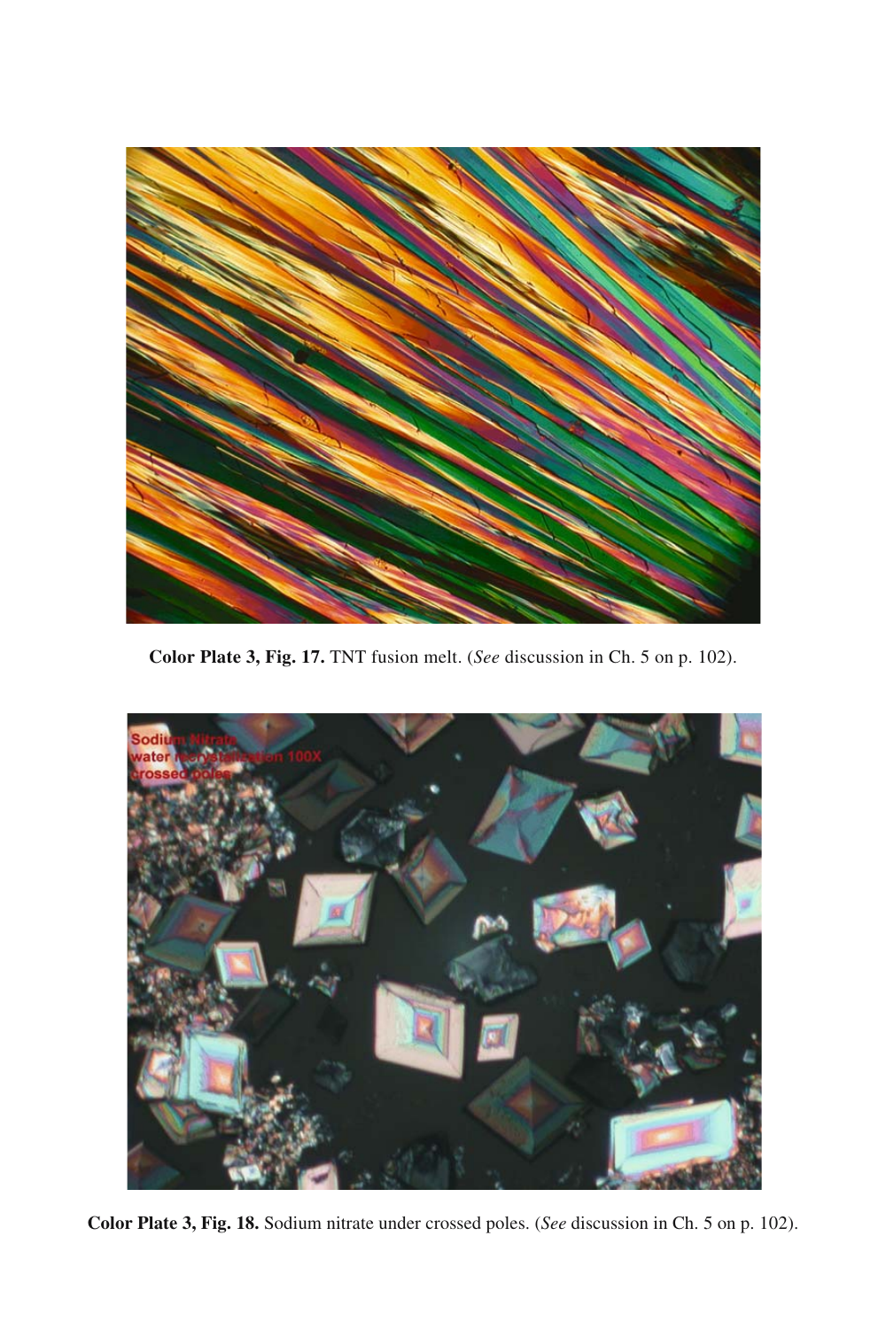**Color Plate 3, Fig. 17.** TNT fusion melt. (*See* discussion in Ch. 5 on p. 102).

**Color Plate 3, Fig. 18.** Sodium nitrate under crossed poles. (*See* discussion in Ch. 5 on p. 102).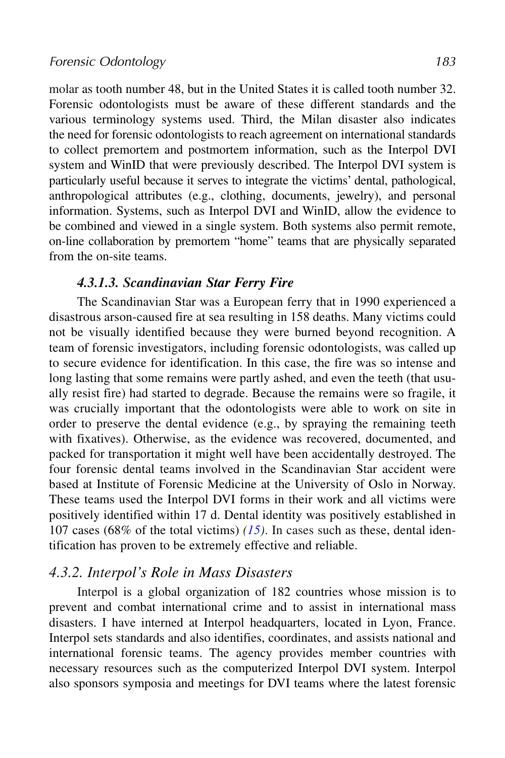molar as tooth number 48, but in the United States it is called tooth number 32. Forensic odontologists must be aware of these different standards and the various terminology systems used. Third, the Milan disaster also indicates the need for forensic odontologists to reach agreement on international standards to collect premortem and postmortem information, such as the Interpol DVI system and WinID that were previously described. The Interpol DVI system is particularly useful because it serves to integrate the victims' dental, pathological, anthropological attributes (e.g., clothing, documents, jewelry), and personal information. Systems, such as Interpol DVI and WinID, allow the evidence to be combined and viewed in a single system. Both systems also permit remote, on-line collaboration by premortem "home" teams that are physically separated from the on-site teams.

#### *4.3.1.3. Scandinavian Star Ferry Fire*

The Scandinavian Star was a European ferry that in 1990 experienced a disastrous arson-caused fire at sea resulting in 158 deaths. Many victims could not be visually identified because they were burned beyond recognition. A team of forensic investigators, including forensic odontologists, was called up to secure evidence for identification. In this case, the fire was so intense and long lasting that some remains were partly ashed, and even the teeth (that usually resist fire) had started to degrade. Because the remains were so fragile, it was crucially important that the odontologists were able to work on site in order to preserve the dental evidence (e.g., by spraying the remaining teeth with fixatives). Otherwise, as the evidence was recovered, documented, and packed for transportation it might well have been accidentally destroyed. The four forensic dental teams involved in the Scandinavian Star accident were based at Institute of Forensic Medicine at the University of Oslo in Norway. These teams used the Interpol DVI forms in their work and all victims were positively identified within 17 d. Dental identity was positively established in 107 cases (68% of the total victims) *(15)*. In cases such as these, dental identification has proven to be extremely effective and reliable.

### *4.3.2. Interpol's Role in Mass Disasters*

Interpol is a global organization of 182 countries whose mission is to prevent and combat international crime and to assist in international mass disasters. I have interned at Interpol headquarters, located in Lyon, France. Interpol sets standards and also identifies, coordinates, and assists national and international forensic teams. The agency provides member countries with necessary resources such as the computerized Interpol DVI system. Interpol also sponsors symposia and meetings for DVI teams where the latest forensic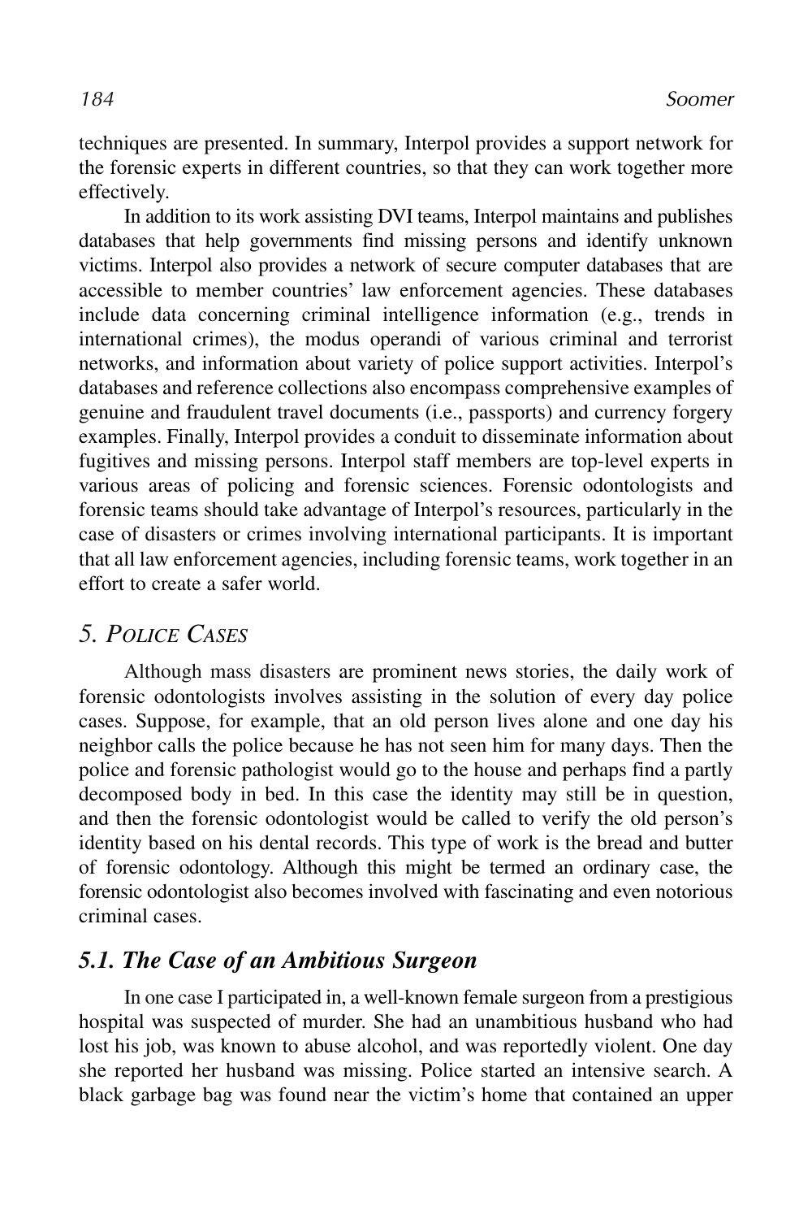techniques are presented. In summary, Interpol provides a support network for the forensic experts in different countries, so that they can work together more effectively.

In addition to its work assisting DVI teams, Interpol maintains and publishes databases that help governments find missing persons and identify unknown victims. Interpol also provides a network of secure computer databases that are accessible to member countries' law enforcement agencies. These databases include data concerning criminal intelligence information (e.g., trends in international crimes), the modus operandi of various criminal and terrorist networks, and information about variety of police support activities. Interpol's databases and reference collections also encompass comprehensive examples of genuine and fraudulent travel documents (i.e., passports) and currency forgery examples. Finally, Interpol provides a conduit to disseminate information about fugitives and missing persons. Interpol staff members are top-level experts in various areas of policing and forensic sciences. Forensic odontologists and forensic teams should take advantage of Interpol's resources, particularly in the case of disasters or crimes involving international participants. It is important that all law enforcement agencies, including forensic teams, work together in an effort to create a safer world.

## 5. *Police Cases*

Although mass disasters are prominent news stories, the daily work of forensic odontologists involves assisting in the solution of every day police cases. Suppose, for example, that an old person lives alone and one day his neighbor calls the police because he has not seen him for many days. Then the police and forensic pathologist would go to the house and perhaps find a partly decomposed body in bed. In this case the identity may still be in question, and then the forensic odontologist would be called to verify the old person's identity based on his dental records. This type of work is the bread and butter of forensic odontology. Although this might be termed an ordinary case, the forensic odontologist also becomes involved with fascinating and even notorious criminal cases.

### *5.1. The Case of an Ambitious Surgeon*

In one case I participated in, a well-known female surgeon from a prestigious hospital was suspected of murder. She had an unambitious husband who had lost his job, was known to abuse alcohol, and was reportedly violent. One day she reported her husband was missing. Police started an intensive search. A black garbage bag was found near the victim's home that contained an upper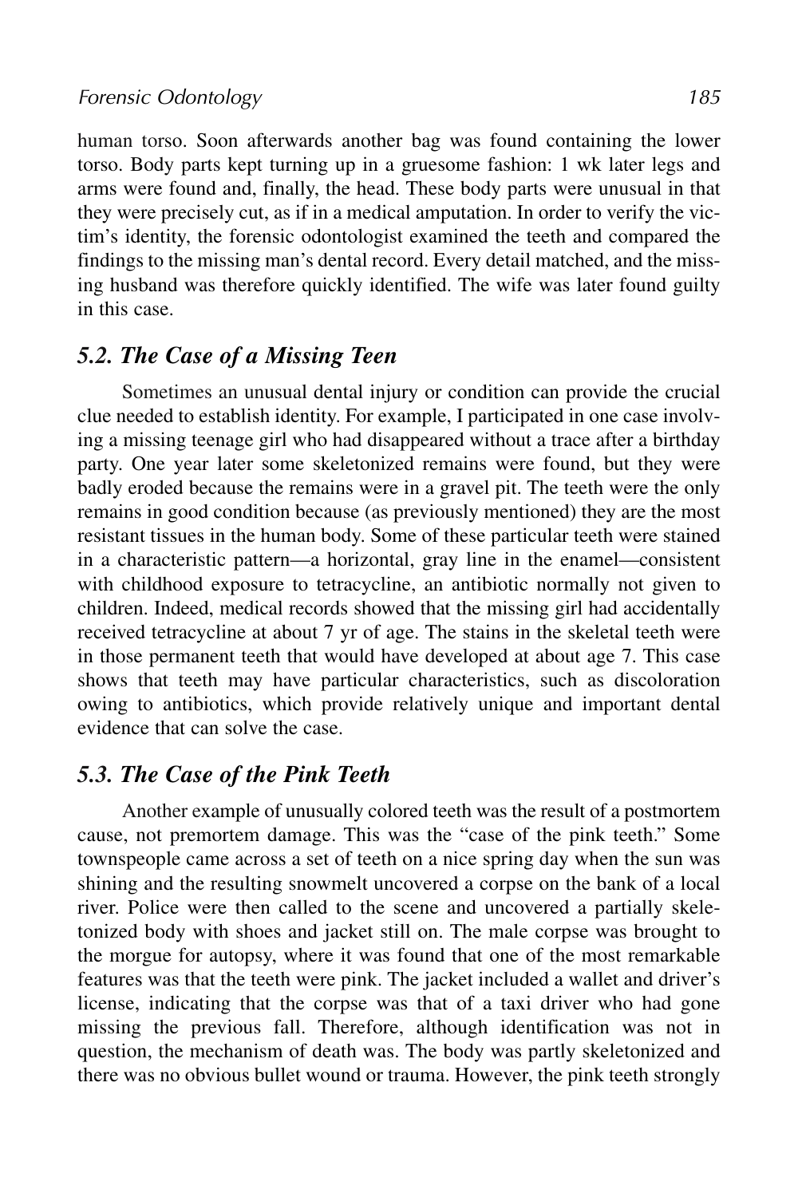human torso. Soon afterwards another bag was found containing the lower torso. Body parts kept turning up in a gruesome fashion: 1 wk later legs and arms were found and, finally, the head. These body parts were unusual in that they were precisely cut, as if in a medical amputation. In order to verify the victim's identity, the forensic odontologist examined the teeth and compared the findings to the missing man's dental record. Every detail matched, and the missing husband was therefore quickly identified. The wife was later found guilty in this case.

### *5.2. The Case of a Missing Teen*

Sometimes an unusual dental injury or condition can provide the crucial clue needed to establish identity. For example, I participated in one case involving a missing teenage girl who had disappeared without a trace after a birthday party. One year later some skeletonized remains were found, but they were badly eroded because the remains were in a gravel pit. The teeth were the only remains in good condition because (as previously mentioned) they are the most resistant tissues in the human body. Some of these particular teeth were stained in a characteristic pattern—a horizontal, gray line in the enamel—consistent with childhood exposure to tetracycline, an antibiotic normally not given to children. Indeed, medical records showed that the missing girl had accidentally received tetracycline at about 7 yr of age. The stains in the skeletal teeth were in those permanent teeth that would have developed at about age 7. This case shows that teeth may have particular characteristics, such as discoloration owing to antibiotics, which provide relatively unique and important dental evidence that can solve the case.

### *5.3. The Case of the Pink Teeth*

Another example of unusually colored teeth was the result of a postmortem cause, not premortem damage. This was the "case of the pink teeth." Some townspeople came across a set of teeth on a nice spring day when the sun was shining and the resulting snowmelt uncovered a corpse on the bank of a local river. Police were then called to the scene and uncovered a partially skeletonized body with shoes and jacket still on. The male corpse was brought to the morgue for autopsy, where it was found that one of the most remarkable features was that the teeth were pink. The jacket included a wallet and driver's license, indicating that the corpse was that of a taxi driver who had gone missing the previous fall. Therefore, although identification was not in question, the mechanism of death was. The body was partly skeletonized and there was no obvious bullet wound or trauma. However, the pink teeth strongly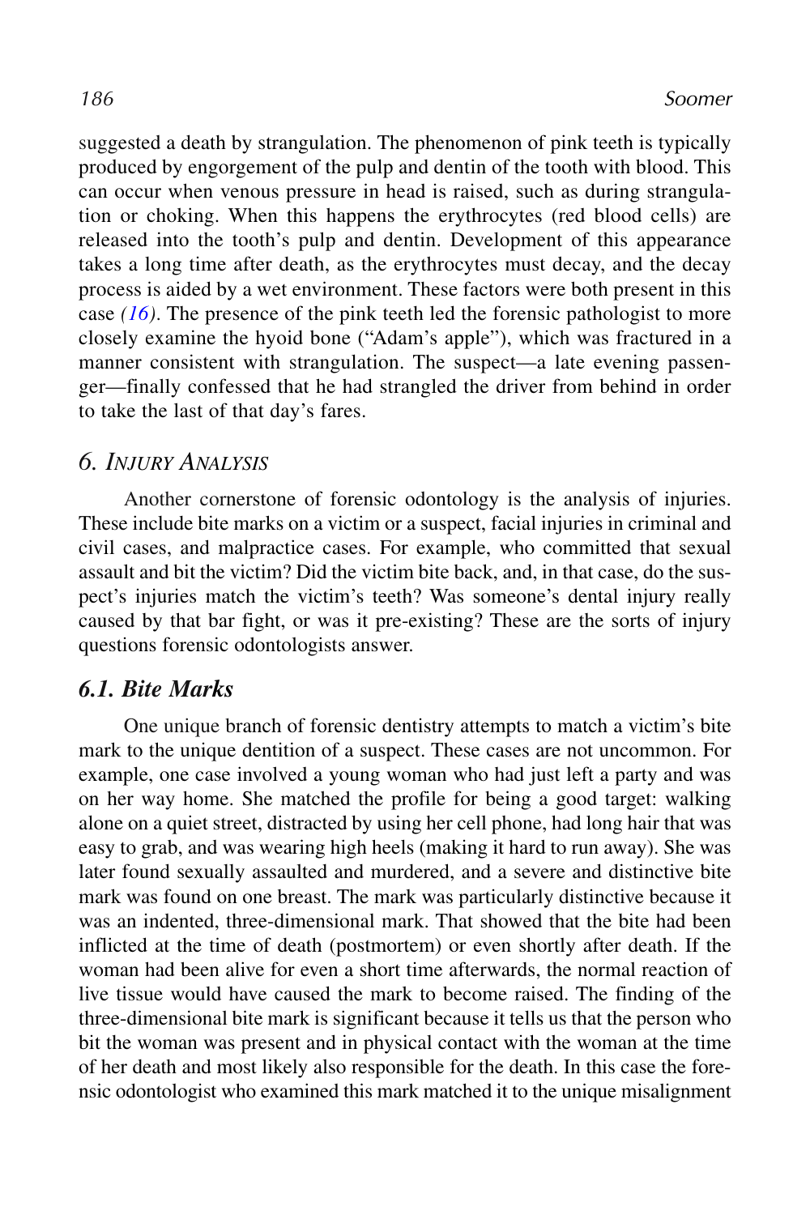suggested a death by strangulation. The phenomenon of pink teeth is typically produced by engorgement of the pulp and dentin of the tooth with blood. This can occur when venous pressure in head is raised, such as during strangulation or choking. When this happens the erythrocytes (red blood cells) are released into the tooth's pulp and dentin. Development of this appearance takes a long time after death, as the erythrocytes must decay, and the decay process is aided by a wet environment. These factors were both present in this case *(16)*. The presence of the pink teeth led the forensic pathologist to more closely examine the hyoid bone ("Adam's apple"), which was fractured in a manner consistent with strangulation. The suspect—a late evening passenger—finally confessed that he had strangled the driver from behind in order to take the last of that day's fares.

## 6. *Injury Analysis*

Another cornerstone of forensic odontology is the analysis of injuries. These include bite marks on a victim or a suspect, facial injuries in criminal and civil cases, and malpractice cases. For example, who committed that sexual assault and bit the victim? Did the victim bite back, and, in that case, do the suspect's injuries match the victim's teeth? Was someone's dental injury really caused by that bar fight, or was it pre-existing? These are the sorts of injury questions forensic odontologists answer.

### *6.1. Bite Marks*

One unique branch of forensic dentistry attempts to match a victim's bite mark to the unique dentition of a suspect. These cases are not uncommon. For example, one case involved a young woman who had just left a party and was on her way home. She matched the profile for being a good target: walking alone on a quiet street, distracted by using her cell phone, had long hair that was easy to grab, and was wearing high heels (making it hard to run away). She was later found sexually assaulted and murdered, and a severe and distinctive bite mark was found on one breast. The mark was particularly distinctive because it was an indented, three-dimensional mark. That showed that the bite had been inflicted at the time of death (postmortem) or even shortly after death. If the woman had been alive for even a short time afterwards, the normal reaction of live tissue would have caused the mark to become raised. The finding of the three-dimensional bite mark is significant because it tells us that the person who bit the woman was present and in physical contact with the woman at the time of her death and most likely also responsible for the death. In this case the forensic odontologist who examined this mark matched it to the unique misalignment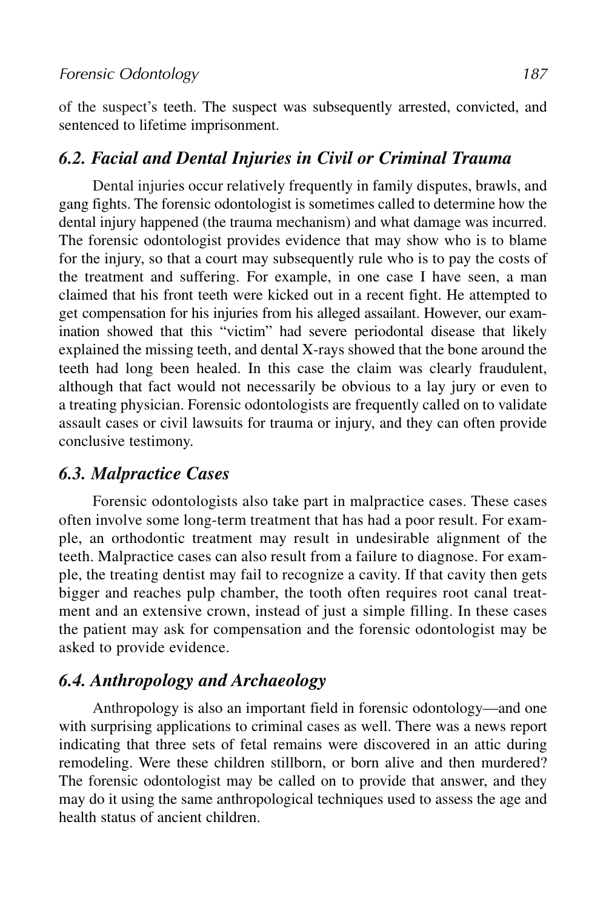of the suspect's teeth. The suspect was subsequently arrested, convicted, and sentenced to lifetime imprisonment.

## *6.2. Facial and Dental Injuries in Civil or Criminal Trauma*

Dental injuries occur relatively frequently in family disputes, brawls, and gang fights. The forensic odontologist is sometimes called to determine how the dental injury happened (the trauma mechanism) and what damage was incurred. The forensic odontologist provides evidence that may show who is to blame for the injury, so that a court may subsequently rule who is to pay the costs of the treatment and suffering. For example, in one case I have seen, a man claimed that his front teeth were kicked out in a recent fight. He attempted to get compensation for his injuries from his alleged assailant. However, our examination showed that this "victim" had severe periodontal disease that likely explained the missing teeth, and dental X-rays showed that the bone around the teeth had long been healed. In this case the claim was clearly fraudulent, although that fact would not necessarily be obvious to a lay jury or even to a treating physician. Forensic odontologists are frequently called on to validate assault cases or civil lawsuits for trauma or injury, and they can often provide conclusive testimony.

## *6.3. Malpractice Cases*

Forensic odontologists also take part in malpractice cases. These cases often involve some long-term treatment that has had a poor result. For example, an orthodontic treatment may result in undesirable alignment of the teeth. Malpractice cases can also result from a failure to diagnose. For example, the treating dentist may fail to recognize a cavity. If that cavity then gets bigger and reaches pulp chamber, the tooth often requires root canal treatment and an extensive crown, instead of just a simple filling. In these cases the patient may ask for compensation and the forensic odontologist may be asked to provide evidence.

## *6.4. Anthropology and Archaeology*

Anthropology is also an important field in forensic odontology—and one with surprising applications to criminal cases as well. There was a news report indicating that three sets of fetal remains were discovered in an attic during remodeling. Were these children stillborn, or born alive and then murdered? The forensic odontologist may be called on to provide that answer, and they may do it using the same anthropological techniques used to assess the age and health status of ancient children.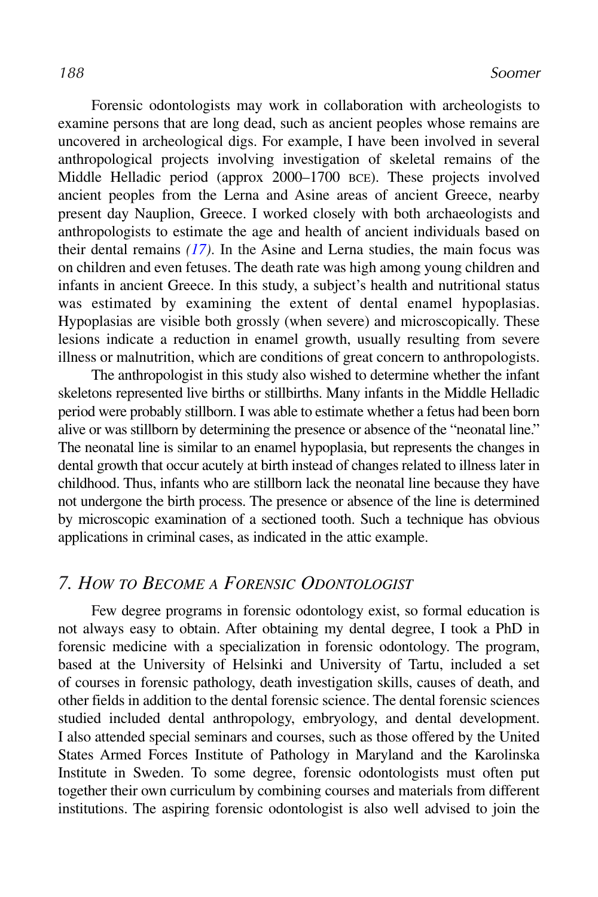Forensic odontologists may work in collaboration with archeologists to examine persons that are long dead, such as ancient peoples whose remains are uncovered in archeological digs. For example, I have been involved in several anthropological projects involving investigation of skeletal remains of the Middle Helladic period (approx 2000–1700 BCE). These projects involved ancient peoples from the Lerna and Asine areas of ancient Greece, nearby present day Nauplion, Greece. I worked closely with both archaeologists and anthropologists to estimate the age and health of ancient individuals based on their dental remains *(17)*. In the Asine and Lerna studies, the main focus was on children and even fetuses. The death rate was high among young children and infants in ancient Greece. In this study, a subject's health and nutritional status was estimated by examining the extent of dental enamel hypoplasias. Hypoplasias are visible both grossly (when severe) and microscopically. These lesions indicate a reduction in enamel growth, usually resulting from severe illness or malnutrition, which are conditions of great concern to anthropologists.

The anthropologist in this study also wished to determine whether the infant skeletons represented live births or stillbirths. Many infants in the Middle Helladic period were probably stillborn. I was able to estimate whether a fetus had been born alive or was stillborn by determining the presence or absence of the "neonatal line." The neonatal line is similar to an enamel hypoplasia, but represents the changes in dental growth that occur acutely at birth instead of changes related to illness later in childhood. Thus, infants who are stillborn lack the neonatal line because they have not undergone the birth process. The presence or absence of the line is determined by microscopic examination of a sectioned tooth. Such a technique has obvious applications in criminal cases, as indicated in the attic example.

## 7. How to Become a Forensic Odontologist

Few degree programs in forensic odontology exist, so formal education is not always easy to obtain. After obtaining my dental degree, I took a PhD in forensic medicine with a specialization in forensic odontology. The program, based at the University of Helsinki and University of Tartu, included a set of courses in forensic pathology, death investigation skills, causes of death, and other fields in addition to the dental forensic science. The dental forensic sciences studied included dental anthropology, embryology, and dental development. I also attended special seminars and courses, such as those offered by the United States Armed Forces Institute of Pathology in Maryland and the Karolinska Institute in Sweden. To some degree, forensic odontologists must often put together their own curriculum by combining courses and materials from different institutions. The aspiring forensic odontologist is also well advised to join the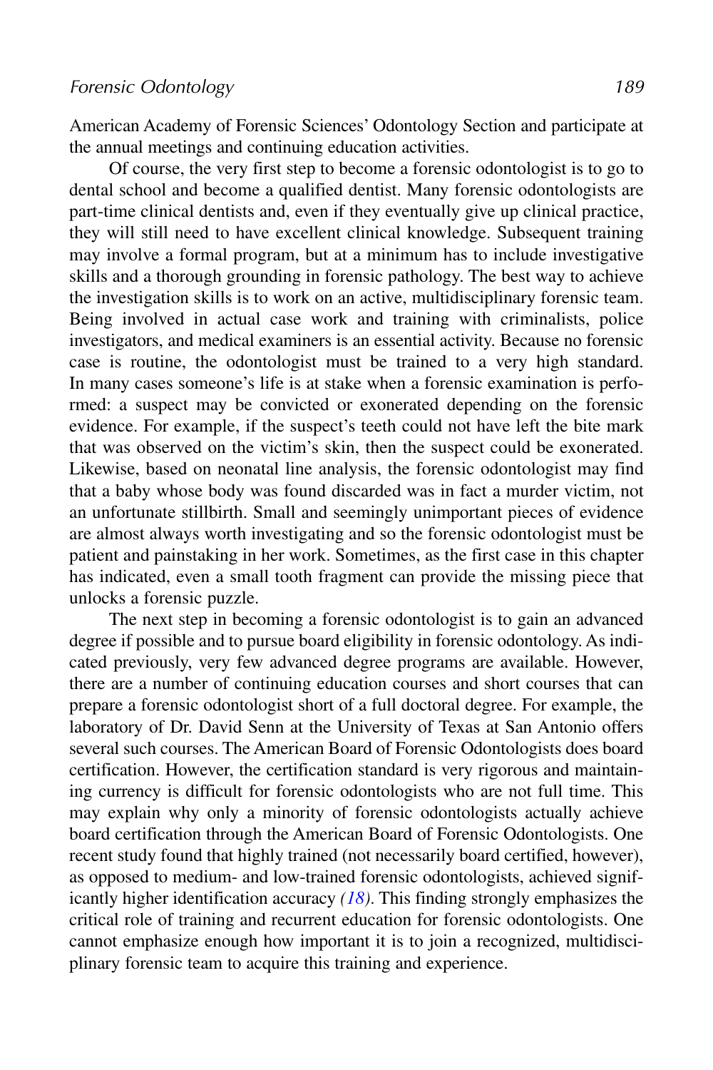American Academy of Forensic Sciences' Odontology Section and participate at the annual meetings and continuing education activities.

Of course, the very first step to become a forensic odontologist is to go to dental school and become a qualified dentist. Many forensic odontologists are part-time clinical dentists and, even if they eventually give up clinical practice, they will still need to have excellent clinical knowledge. Subsequent training may involve a formal program, but at a minimum has to include investigative skills and a thorough grounding in forensic pathology. The best way to achieve the investigation skills is to work on an active, multidisciplinary forensic team. Being involved in actual case work and training with criminalists, police investigators, and medical examiners is an essential activity. Because no forensic case is routine, the odontologist must be trained to a very high standard. In many cases someone's life is at stake when a forensic examination is performed: a suspect may be convicted or exonerated depending on the forensic evidence. For example, if the suspect's teeth could not have left the bite mark that was observed on the victim's skin, then the suspect could be exonerated. Likewise, based on neonatal line analysis, the forensic odontologist may find that a baby whose body was found discarded was in fact a murder victim, not an unfortunate stillbirth. Small and seemingly unimportant pieces of evidence are almost always worth investigating and so the forensic odontologist must be patient and painstaking in her work. Sometimes, as the first case in this chapter has indicated, even a small tooth fragment can provide the missing piece that unlocks a forensic puzzle.

The next step in becoming a forensic odontologist is to gain an advanced degree if possible and to pursue board eligibility in forensic odontology. As indicated previously, very few advanced degree programs are available. However, there are a number of continuing education courses and short courses that can prepare a forensic odontologist short of a full doctoral degree. For example, the laboratory of Dr. David Senn at the University of Texas at San Antonio offers several such courses. The American Board of Forensic Odontologists does board certification. However, the certification standard is very rigorous and maintaining currency is difficult for forensic odontologists who are not full time. This may explain why only a minority of forensic odontologists actually achieve board certification through the American Board of Forensic Odontologists. One recent study found that highly trained (not necessarily board certified, however), as opposed to medium- and low-trained forensic odontologists, achieved significantly higher identification accuracy *(18)*. This finding strongly emphasizes the critical role of training and recurrent education for forensic odontologists. One cannot emphasize enough how important it is to join a recognized, multidisciplinary forensic team to acquire this training and experience.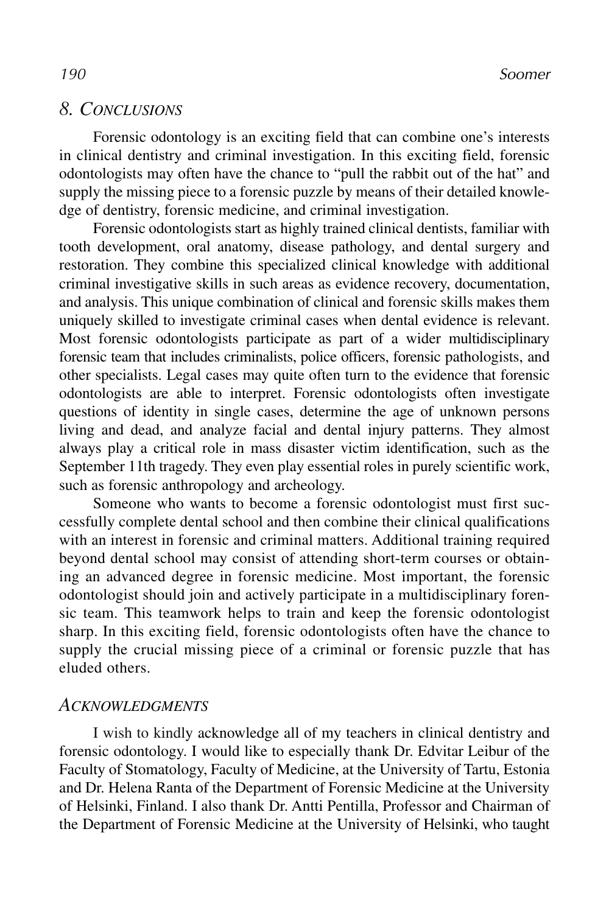## 8. CONCLUSIONS

Forensic odontology is an exciting field that can combine one's interests in clinical dentistry and criminal investigation. In this exciting field, forensic odontologists may often have the chance to "pull the rabbit out of the hat" and supply the missing piece to a forensic puzzle by means of their detailed knowledge of dentistry, forensic medicine, and criminal investigation.

Forensic odontologists start as highly trained clinical dentists, familiar with tooth development, oral anatomy, disease pathology, and dental surgery and restoration. They combine this specialized clinical knowledge with additional criminal investigative skills in such areas as evidence recovery, documentation, and analysis. This unique combination of clinical and forensic skills makes them uniquely skilled to investigate criminal cases when dental evidence is relevant. Most forensic odontologists participate as part of a wider multidisciplinary forensic team that includes criminalists, police officers, forensic pathologists, and other specialists. Legal cases may quite often turn to the evidence that forensic odontologists are able to interpret. Forensic odontologists often investigate questions of identity in single cases, determine the age of unknown persons living and dead, and analyze facial and dental injury patterns. They almost always play a critical role in mass disaster victim identification, such as the September 11th tragedy. They even play essential roles in purely scientific work, such as forensic anthropology and archeology.

Someone who wants to become a forensic odontologist must first successfully complete dental school and then combine their clinical qualifications with an interest in forensic and criminal matters. Additional training required beyond dental school may consist of attending short-term courses or obtaining an advanced degree in forensic medicine. Most important, the forensic odontologist should join and actively participate in a multidisciplinary forensic team. This teamwork helps to train and keep the forensic odontologist sharp. In this exciting field, forensic odontologists often have the chance to supply the crucial missing piece of a criminal or forensic puzzle that has eluded others.

## ACKNOWLEDGMENTS

I wish to kindly acknowledge all of my teachers in clinical dentistry and forensic odontology. I would like to especially thank Dr. Edvitar Leibur of the Faculty of Stomatology, Faculty of Medicine, at the University of Tartu, Estonia and Dr. Helena Ranta of the Department of Forensic Medicine at the University of Helsinki, Finland. I also thank Dr. Antti Pentilla, Professor and Chairman of the Department of Forensic Medicine at the University of Helsinki, who taught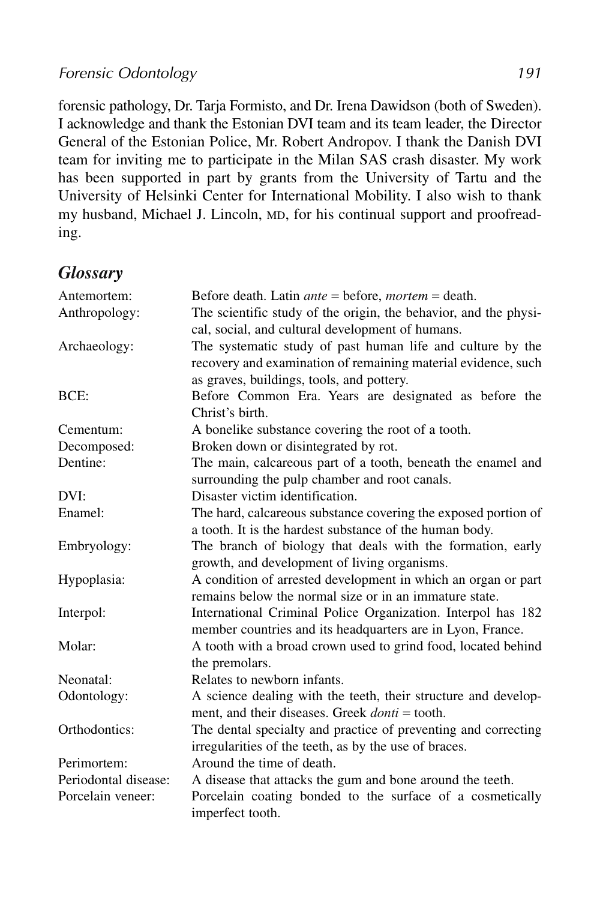forensic pathology, Dr. Tarja Formisto, and Dr. Irena Dawidson (both of Sweden). I acknowledge and thank the Estonian DVI team and its team leader, the Director General of the Estonian Police, Mr. Robert Andropov. I thank the Danish DVI team for inviting me to participate in the Milan SAS crash disaster. My work has been supported in part by grants from the University of Tartu and the University of Helsinki Center for International Mobility. I also wish to thank my husband, Michael J. Lincoln, MD, for his continual support and proofreading.

## Glossary

| | |
|---|---|
| Antemortem: | Before death. Latin *ante* = before, *mortem* = death. |
| Anthropology: | The scientific study of the origin, the behavior, and the physical, social, and cultural development of humans. |
| Archaeology: | The systematic study of past human life and culture by the recovery and examination of remaining material evidence, such as graves, buildings, tools, and pottery. |
| BCE: | Before Common Era. Years are designated as before the Christ's birth. |
| Cementum: | A bonelike substance covering the root of a tooth. |
| Decomposed: | Broken down or disintegrated by rot. |
| Dentine: | The main, calcareous part of a tooth, beneath the enamel and surrounding the pulp chamber and root canals. |
| DVI: | Disaster victim identification. |
| Enamel: | The hard, calcareous substance covering the exposed portion of a tooth. It is the hardest substance of the human body. |
| Embryology: | The branch of biology that deals with the formation, early growth, and development of living organisms. |
| Hypoplasia: | A condition of arrested development in which an organ or part remains below the normal size or in an immature state. |
| Interpol: | International Criminal Police Organization. Interpol has 182 member countries and its headquarters are in Lyon, France. |
| Molar: | A tooth with a broad crown used to grind food, located behind the premolars. |
| Neonatal: | Relates to newborn infants. |
| Odontology: | A science dealing with the teeth, their structure and development, and their diseases. Greek *donti* = tooth. |
| Orthodontics: | The dental specialty and practice of preventing and correcting irregularities of the teeth, as by the use of braces. |
| Perimortem: | Around the time of death. |
| Periodontal disease: | A disease that attacks the gum and bone around the teeth. |
| Porcelain veneer: | Porcelain coating bonded to the surface of a cosmetically imperfect tooth. |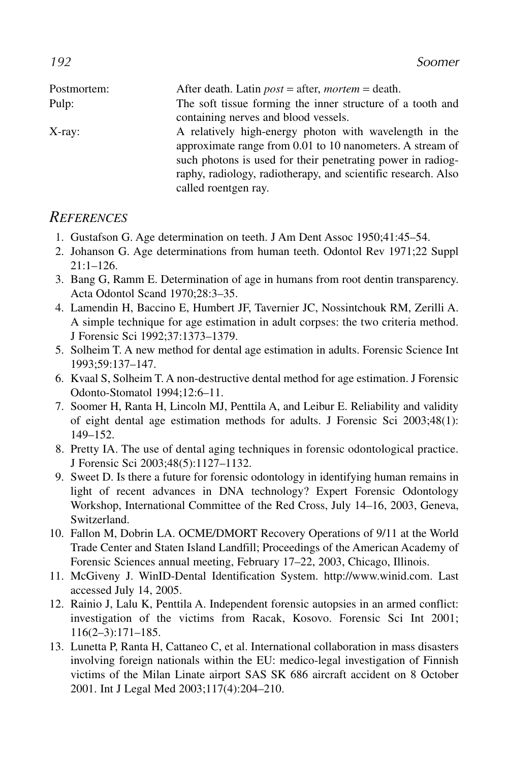| | |
|---|---|
| Postmortem: | After death. Latin *post* = after, *mortem* = death. |
| Pulp: | The soft tissue forming the inner structure of a tooth and containing nerves and blood vessels. |
| X-ray: | A relatively high-energy photon with wavelength in the approximate range from 0.01 to 10 nanometers. A stream of such photons is used for their penetrating power in radiography, radiology, radiotherapy, and scientific research. Also called roentgen ray. |

## *References*

1. Gustafson G. Age determination on teeth. J Am Dent Assoc 1950;41:45–54.
2. Johanson G. Age determinations from human teeth. Odontol Rev 1971;22 Suppl 21:1–126.
3. Bang G, Ramm E. Determination of age in humans from root dentin transparency. Acta Odontol Scand 1970;28:3–35.
4. Lamendin H, Baccino E, Humbert JF, Tavernier JC, Nossintchouk RM, Zerilli A. A simple technique for age estimation in adult corpses: the two criteria method. J Forensic Sci 1992;37:1373–1379.
5. Solheim T. A new method for dental age estimation in adults. Forensic Science Int 1993;59:137–147.
6. Kvaal S, Solheim T. A non-destructive dental method for age estimation. J Forensic Odonto-Stomatol 1994;12:6–11.
7. Soomer H, Ranta H, Lincoln MJ, Penttila A, and Leibur E. Reliability and validity of eight dental age estimation methods for adults. J Forensic Sci 2003;48(1): 149–152.
8. Pretty IA. The use of dental aging techniques in forensic odontological practice. J Forensic Sci 2003;48(5):1127–1132.
9. Sweet D. Is there a future for forensic odontology in identifying human remains in light of recent advances in DNA technology? Expert Forensic Odontology Workshop, International Committee of the Red Cross, July 14–16, 2003, Geneva, Switzerland.
10. Fallon M, Dobrin LA. OCME/DMORT Recovery Operations of 9/11 at the World Trade Center and Staten Island Landfill; Proceedings of the American Academy of Forensic Sciences annual meeting, February 17–22, 2003, Chicago, Illinois.
11. McGiveny J. WinID-Dental Identification System. http://www.winid.com. Last accessed July 14, 2005.
12. Rainio J, Lalu K, Penttila A. Independent forensic autopsies in an armed conflict: investigation of the victims from Racak, Kosovo. Forensic Sci Int 2001; 116(2–3):171–185.
13. Lunetta P, Ranta H, Cattaneo C, et al. International collaboration in mass disasters involving foreign nationals within the EU: medico-legal investigation of Finnish victims of the Milan Linate airport SAS SK 686 aircraft accident on 8 October 2001. Int J Legal Med 2003;117(4):204–210.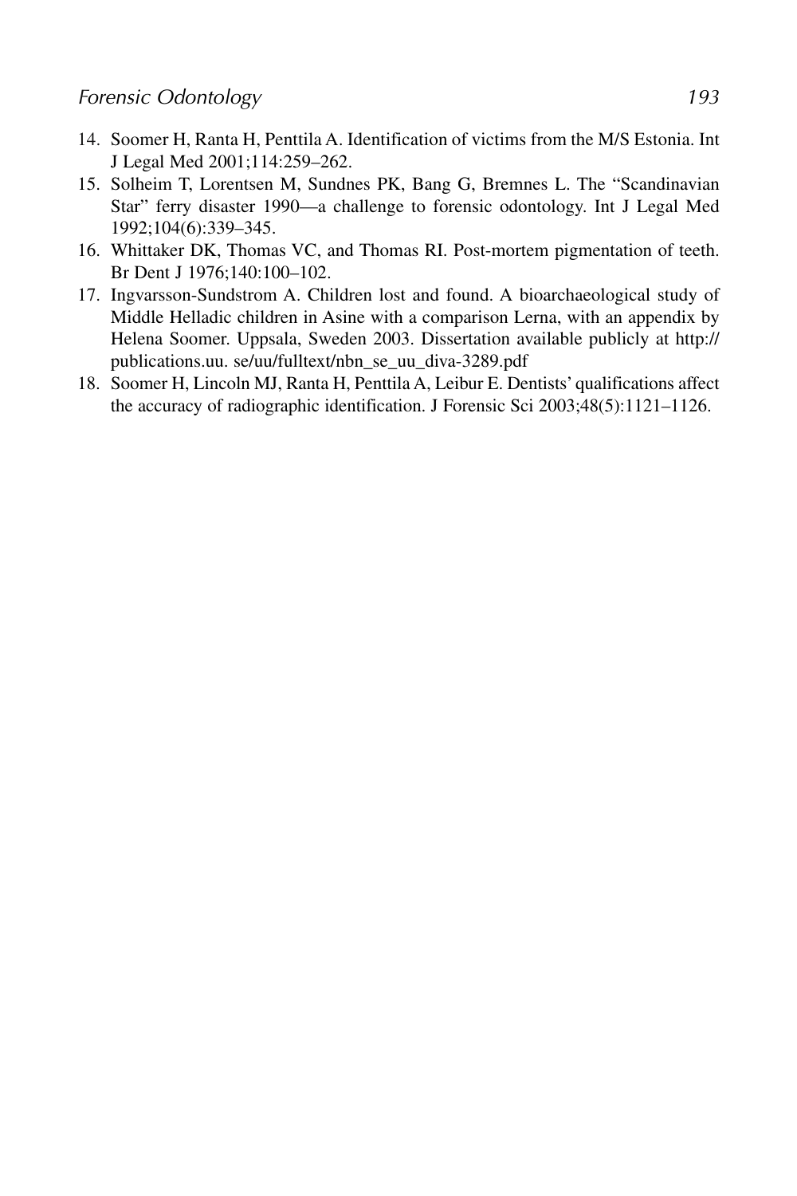14. Soomer H, Ranta H, Penttila A. Identification of victims from the M/S Estonia. Int J Legal Med 2001;114:259–262.
15. Solheim T, Lorentsen M, Sundnes PK, Bang G, Bremnes L. The "Scandinavian Star" ferry disaster 1990—a challenge to forensic odontology. Int J Legal Med 1992;104(6):339–345.
16. Whittaker DK, Thomas VC, and Thomas RI. Post-mortem pigmentation of teeth. Br Dent J 1976;140:100–102.
17. Ingvarsson-Sundstrom A. Children lost and found. A bioarchaeological study of Middle Helladic children in Asine with a comparison Lerna, with an appendix by Helena Soomer. Uppsala, Sweden 2003. Dissertation available publicly at http://publications.uu. se/uu/fulltext/nbn_se_uu_diva-3289.pdf
18. Soomer H, Lincoln MJ, Ranta H, Penttila A, Leibur E. Dentists' qualifications affect the accuracy of radiographic identification. J Forensic Sci 2003;48(5):1121–1126.